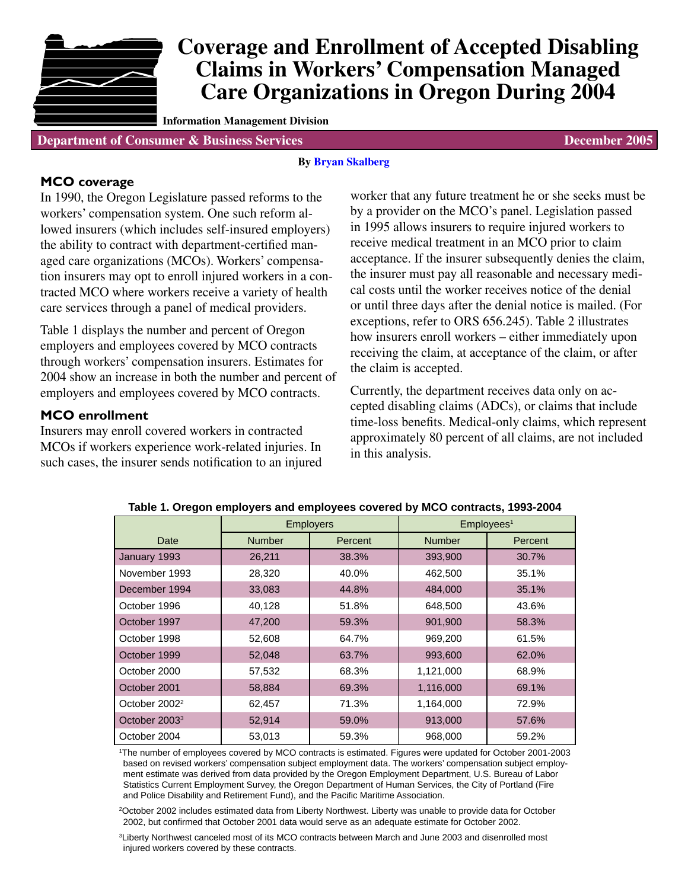# Coverage and Enrollment of Accepted Disabling Claims in Workers' Compensation Managed Care Organizations in Oregon During 2004

**Information Management Division**

**Department of Consumer & Business Services** — **December 2005**

**By Bryan Skalberg**

## MCO coverage

In 1990, the Oregon Legislature passed reforms to the workers' compensation system. One such reform allowed insurers (which includes self-insured employers) the ability to contract with department-certified managed care organizations (MCOs). Workers' compensation insurers may opt to enroll injured workers in a contracted MCO where workers receive a variety of health care services through a panel of medical providers.

Table 1 displays the number and percent of Oregon employers and employees covered by MCO contracts through workers' compensation insurers. Estimates for 2004 show an increase in both the number and percent of employers and employees covered by MCO contracts.

## MCO enrollment

Insurers may enroll covered workers in contracted MCOs if workers experience work-related injuries. In such cases, the insurer sends notification to an injured worker that any future treatment he or she seeks must be by a provider on the MCO's panel. Legislation passed in 1995 allows insurers to require injured workers to receive medical treatment in an MCO prior to claim acceptance. If the insurer subsequently denies the claim, the insurer must pay all reasonable and necessary medical costs until the worker receives notice of the denial or until three days after the denial notice is mailed. (For exceptions, refer to ORS 656.245). Table 2 illustrates how insurers enroll workers – either immediately upon receiving the claim, at acceptance of the claim, or after the claim is accepted.

Currently, the department receives data only on accepted disabling claims (ADCs), or claims that include time-loss benefits. Medical-only claims, which represent approximately 80 percent of all claims, are not included in this analysis.

**Table 1. Oregon employers and employees covered by MCO contracts, 1993-2004**

| | Employers | | Employees[1] | |
|---|---|---|---|---|
| Date | Number | Percent | Number | Percent |
| January 1993 | 26,211 | 38.3% | 393,900 | 30.7% |
| November 1993 | 28,320 | 40.0% | 462,500 | 35.1% |
| December 1994 | 33,083 | 44.8% | 484,000 | 35.1% |
| October 1996 | 40,128 | 51.8% | 648,500 | 43.6% |
| October 1997 | 47,200 | 59.3% | 901,900 | 58.3% |
| October 1998 | 52,608 | 64.7% | 969,200 | 61.5% |
| October 1999 | 52,048 | 63.7% | 993,600 | 62.0% |
| October 2000 | 57,532 | 68.3% | 1,121,000 | 68.9% |
| October 2001 | 58,884 | 69.3% | 1,116,000 | 69.1% |
| October 2002[2] | 62,457 | 71.3% | 1,164,000 | 72.9% |
| October 2003[3] | 52,914 | 59.0% | 913,000 | 57.6% |
| October 2004 | 53,013 | 59.3% | 968,000 | 59.2% |

[1]The number of employees covered by MCO contracts is estimated. Figures were updated for October 2001-2003 based on revised workers' compensation subject employment data. The workers' compensation subject employment estimate was derived from data provided by the Oregon Employment Department, U.S. Bureau of Labor Statistics Current Employment Survey, the Oregon Department of Human Services, the City of Portland (Fire and Police Disability and Retirement Fund), and the Pacific Maritime Association.

[2]October 2002 includes estimated data from Liberty Northwest. Liberty was unable to provide data for October 2002, but confirmed that October 2001 data would serve as an adequate estimate for October 2002.

[3]Liberty Northwest canceled most of its MCO contracts between March and June 2003 and disenrolled most injured workers covered by these contracts.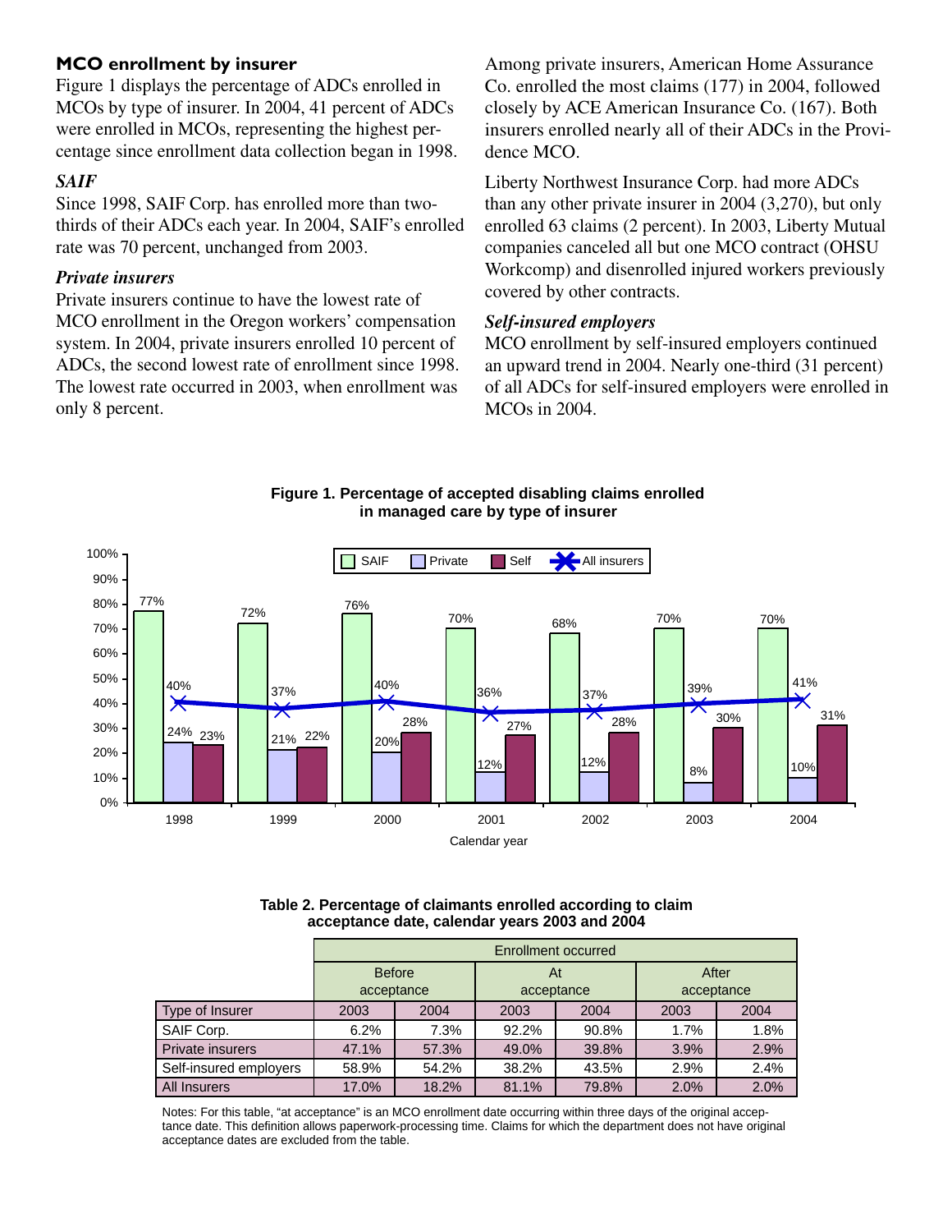## MCO enrollment by insurer

Figure 1 displays the percentage of ADCs enrolled in MCOs by type of insurer. In 2004, 41 percent of ADCs were enrolled in MCOs, representing the highest percentage since enrollment data collection began in 1998.

### *SAIF*

Since 1998, SAIF Corp. has enrolled more than two-thirds of their ADCs each year. In 2004, SAIF's enrolled rate was 70 percent, unchanged from 2003.

### *Private insurers*

Private insurers continue to have the lowest rate of MCO enrollment in the Oregon workers' compensation system. In 2004, private insurers enrolled 10 percent of ADCs, the second lowest rate of enrollment since 1998. The lowest rate occurred in 2003, when enrollment was only 8 percent.

Among private insurers, American Home Assurance Co. enrolled the most claims (177) in 2004, followed closely by ACE American Insurance Co. (167). Both insurers enrolled nearly all of their ADCs in the Providence MCO.

Liberty Northwest Insurance Corp. had more ADCs than any other private insurer in 2004 (3,270), but only enrolled 63 claims (2 percent). In 2003, Liberty Mutual companies canceled all but one MCO contract (OHSU Workcomp) and disenrolled injured workers previously covered by other contracts.

### *Self-insured employers*

MCO enrollment by self-insured employers continued an upward trend in 2004. Nearly one-third (31 percent) of all ADCs for self-insured employers were enrolled in MCOs in 2004.

**Figure 1. Percentage of accepted disabling claims enrolled in managed care by type of insurer**

| Calendar year | SAIF | Private | Self | All insurers |
|---|---|---|---|---|
| 1998 | 77% | 24% | 23% | 40% |
| 1999 | 72% | 21% | 22% | 37% |
| 2000 | 76% | 20% | 28% | 40% |
| 2001 | 70% | 12% | 27% | 36% |
| 2002 | 68% | 12% | 28% | 37% |
| 2003 | 70% | 8% | 30% | 39% |
| 2004 | 70% | 10% | 31% | 41% |

**Table 2. Percentage of claimants enrolled according to claim acceptance date, calendar years 2003 and 2004**

| | Enrollment occurred | | | | | |
|---|---|---|---|---|---|---|
| | Before acceptance | | At acceptance | | After acceptance | |
| Type of Insurer | 2003 | 2004 | 2003 | 2004 | 2003 | 2004 |
| SAIF Corp. | 6.2% | 7.3% | 92.2% | 90.8% | 1.7% | 1.8% |
| Private insurers | 47.1% | 57.3% | 49.0% | 39.8% | 3.9% | 2.9% |
| Self-insured employers | 58.9% | 54.2% | 38.2% | 43.5% | 2.9% | 2.4% |
| All Insurers | 17.0% | 18.2% | 81.1% | 79.8% | 2.0% | 2.0% |

Notes: For this table, "at acceptance" is an MCO enrollment date occurring within three days of the original acceptance date. This definition allows paperwork-processing time. Claims for which the department does not have original acceptance dates are excluded from the table.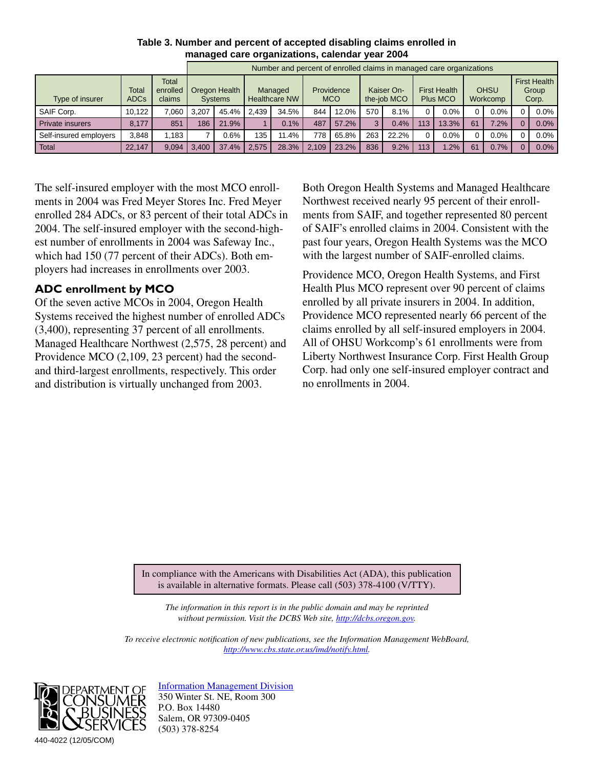**Table 3. Number and percent of accepted disabling claims enrolled in managed care organizations, calendar year 2004**

| | | | Number and percent of enrolled claims in managed care organizations | | | | | | | | | | | | | |
|---|---|---|---|---|---|---|---|---|---|---|---|---|---|---|---|---|
| Type of insurer | Total ADCs | Total enrolled claims | Oregon Health Systems | | Managed Healthcare NW | | Providence MCO | | Kaiser On-the-job MCO | | First Health Plus MCO | | OHSU Workcomp | | First Health Group Corp. | |
| SAIF Corp. | 10,122 | 7,060 | 3,207 | 45.4% | 2,439 | 34.5% | 844 | 12.0% | 570 | 8.1% | 0 | 0.0% | 0 | 0.0% | 0 | 0.0% |
| Private insurers | 8,177 | 851 | 186 | 21.9% | 1 | 0.1% | 487 | 57.2% | 3 | 0.4% | 113 | 13.3% | 61 | 7.2% | 0 | 0.0% |
| Self-insured employers | 3,848 | 1,183 | 7 | 0.6% | 135 | 11.4% | 778 | 65.8% | 263 | 22.2% | 0 | 0.0% | 0 | 0.0% | 0 | 0.0% |
| Total | 22,147 | 9,094 | 3,400 | 37.4% | 2,575 | 28.3% | 2,109 | 23.2% | 836 | 9.2% | 113 | 1.2% | 61 | 0.7% | 0 | 0.0% |

The self-insured employer with the most MCO enrollments in 2004 was Fred Meyer Stores Inc. Fred Meyer enrolled 284 ADCs, or 83 percent of their total ADCs in 2004. The self-insured employer with the second-highest number of enrollments in 2004 was Safeway Inc., which had 150 (77 percent of their ADCs). Both employers had increases in enrollments over 2003.

## ADC enrollment by MCO

Of the seven active MCOs in 2004, Oregon Health Systems received the highest number of enrolled ADCs (3,400), representing 37 percent of all enrollments. Managed Healthcare Northwest (2,575, 28 percent) and Providence MCO (2,109, 23 percent) had the second- and third-largest enrollments, respectively. This order and distribution is virtually unchanged from 2003.

Both Oregon Health Systems and Managed Healthcare Northwest received nearly 95 percent of their enrollments from SAIF, and together represented 80 percent of SAIF's enrolled claims in 2004. Consistent with the past four years, Oregon Health Systems was the MCO with the largest number of SAIF-enrolled claims.

Providence MCO, Oregon Health Systems, and First Health Plus MCO represent over 90 percent of claims enrolled by all private insurers in 2004. In addition, Providence MCO represented nearly 66 percent of the claims enrolled by all self-insured employers in 2004. All of OHSU Workcomp's 61 enrollments were from Liberty Northwest Insurance Corp. First Health Group Corp. had only one self-insured employer contract and no enrollments in 2004.

In compliance with the Americans with Disabilities Act (ADA), this publication is available in alternative formats. Please call (503) 378-4100 (V/TTY).

*The information in this report is in the public domain and may be reprinted without permission. Visit the DCBS Web site, http://dcbs.oregon.gov.*

*To receive electronic notification of new publications, see the Information Management WebBoard, http://www.cbs.state.or.us/imd/notify.html.*

DEPARTMENT OF CONSUMER & BUSINESS SERVICES

Information Management Division
350 Winter St. NE, Room 300
P.O. Box 14480
Salem, OR 97309-0405
(503) 378-8254

440-4022 (12/05/COM)